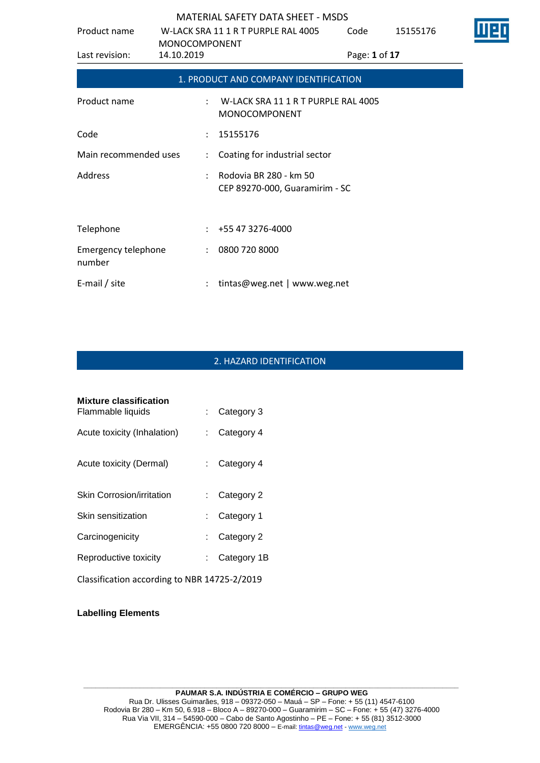# MATERIAL SAFETY DATA SHEET - MSDS

## 1. PRODUCT AND COMPANY IDENTIFICATION

| | | |
|---|---|---|
| Product name | : | W-LACK SRA 11 1 R T PURPLE RAL 4005 MONOCOMPONENT |
| Code | : | 15155176 |
| Main recommended uses | : | Coating for industrial sector |
| Address | : | Rodovia BR 280 - km 50<br>CEP 89270-000, Guaramirim - SC |
| Telephone | : | +55 47 3276-4000 |
| Emergency telephone number | : | 0800 720 8000 |
| E-mail / site | : | tintas@weg.net \| www.weg.net |

## 2. HAZARD IDENTIFICATION

**Mixture classification**

| | | |
|---|---|---|
| Flammable liquids | : | Category 3 |
| Acute toxicity (Inhalation) | : | Category 4 |
| Acute toxicity (Dermal) | : | Category 4 |
| Skin Corrosion/irritation | : | Category 2 |
| Skin sensitization | : | Category 1 |
| Carcinogenicity | : | Category 2 |
| Reproductive toxicity | : | Category 1B |

Classification according to NBR 14725-2/2019

**Labelling Elements**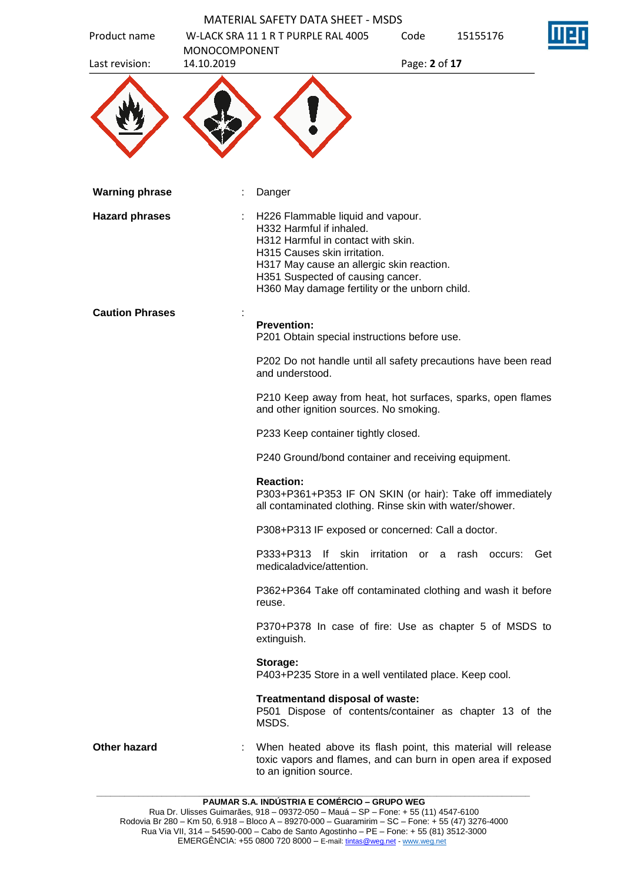**Warning phrase** : Danger

**Hazard phrases** : H226 Flammable liquid and vapour.
H332 Harmful if inhaled.
H312 Harmful in contact with skin.
H315 Causes skin irritation.
H317 May cause an allergic skin reaction.
H351 Suspected of causing cancer.
H360 May damage fertility or the unborn child.

**Caution Phrases** :

**Prevention:**
P201 Obtain special instructions before use.

P202 Do not handle until all safety precautions have been read and understood.

P210 Keep away from heat, hot surfaces, sparks, open flames and other ignition sources. No smoking.

P233 Keep container tightly closed.

P240 Ground/bond container and receiving equipment.

**Reaction:**
P303+P361+P353 IF ON SKIN (or hair): Take off immediately all contaminated clothing. Rinse skin with water/shower.

P308+P313 IF exposed or concerned: Call a doctor.

P333+P313 If skin irritation or a rash occurs: Get medicaladvice/attention.

P362+P364 Take off contaminated clothing and wash it before reuse.

P370+P378 In case of fire: Use as chapter 5 of MSDS to extinguish.

**Storage:**
P403+P235 Store in a well ventilated place. Keep cool.

**Treatmentand disposal of waste:**
P501 Dispose of contents/container as chapter 13 of the MSDS.

**Other hazard** : When heated above its flash point, this material will release toxic vapors and flames, and can burn in open area if exposed to an ignition source.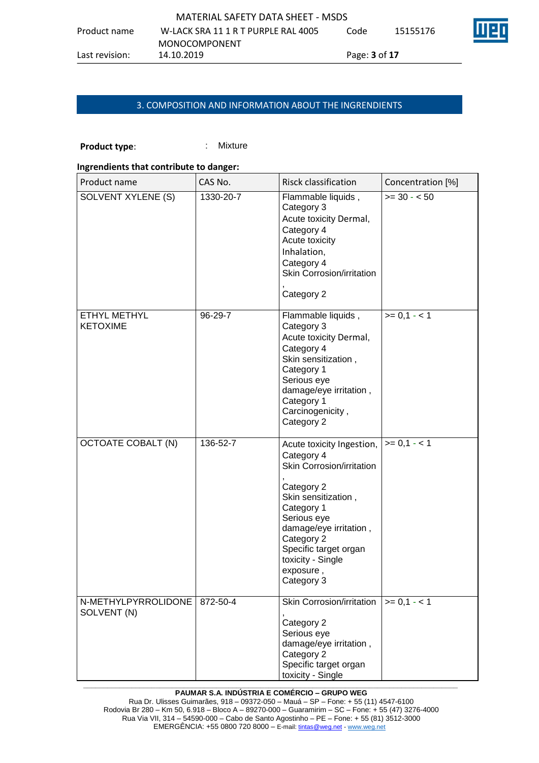## 3. COMPOSITION AND INFORMATION ABOUT THE INGRENDIENTS

**Product type**: : Mixture

**Ingrendients that contribute to danger:**

| Product name | CAS No. | Risck classification | Concentration [%] |
|---|---|---|---|
| SOLVENT XYLENE (S) | 1330-20-7 | Flammable liquids , Category 3 Acute toxicity Dermal, Category 4 Acute toxicity Inhalation, Category 4 Skin Corrosion/irritation , Category 2 | >= 30 - < 50 |
| ETHYL METHYL KETOXIME | 96-29-7 | Flammable liquids , Category 3 Acute toxicity Dermal, Category 4 Skin sensitization , Category 1 Serious eye damage/eye irritation , Category 1 Carcinogenicity , Category 2 | >= 0,1 - < 1 |
| OCTOATE COBALT (N) | 136-52-7 | Acute toxicity Ingestion, Category 4 Skin Corrosion/irritation , Category 2 Skin sensitization , Category 1 Serious eye damage/eye irritation , Category 2 Specific target organ toxicity - Single exposure , Category 3 | >= 0,1 - < 1 |
| N-METHYLPYRROLIDONE SOLVENT (N) | 872-50-4 | Skin Corrosion/irritation , Category 2 Serious eye damage/eye irritation , Category 2 Specific target organ toxicity - Single | >= 0,1 - < 1 |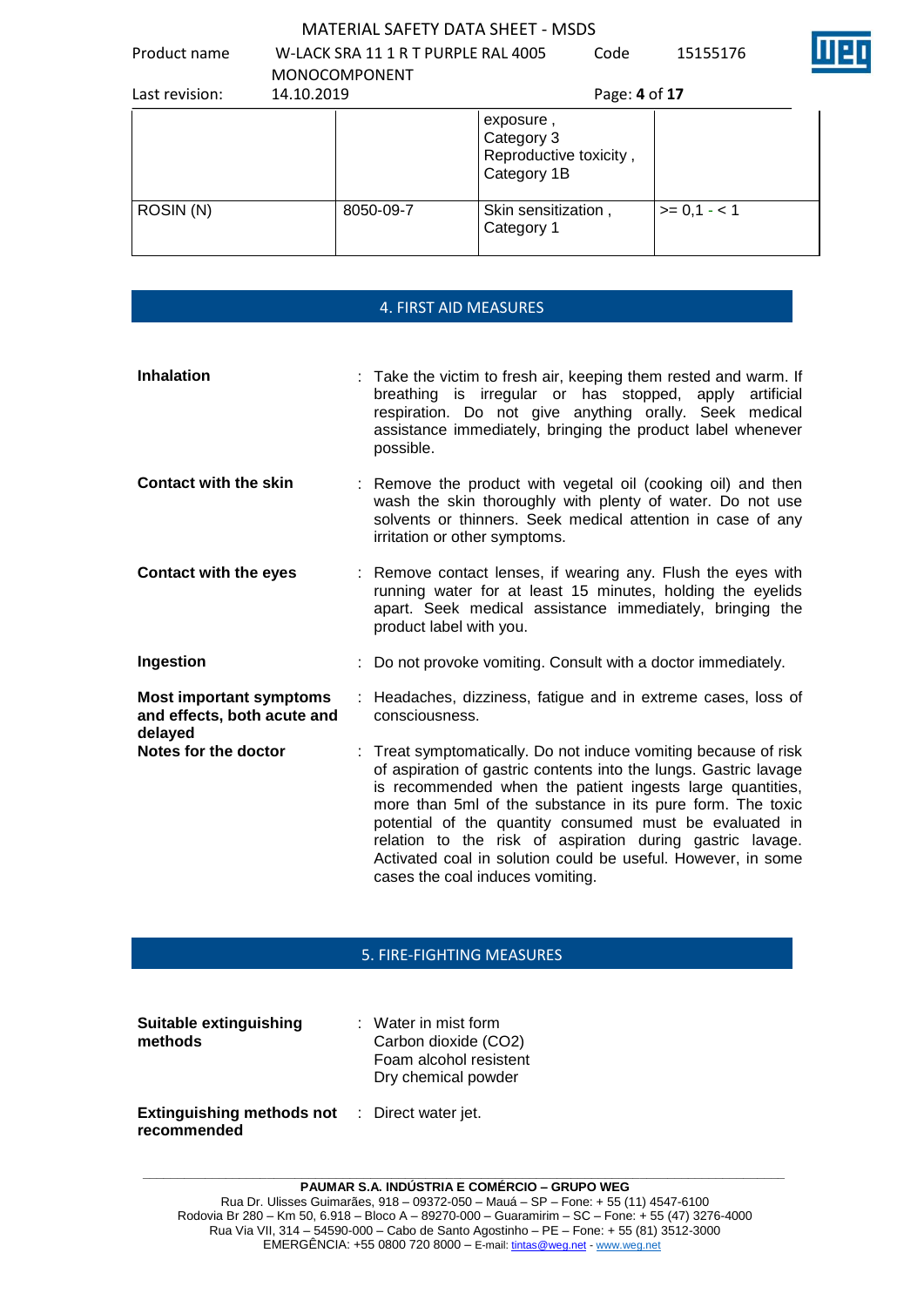| | | | |
|---|---|---|---|
| | | exposure , Category 3 Reproductive toxicity , Category 1B | |
| ROSIN (N) | 8050-09-7 | Skin sensitization , Category 1 | >= 0,1 - < 1 |

## 4. FIRST AID MEASURES

**Inhalation** : Take the victim to fresh air, keeping them rested and warm. If breathing is irregular or has stopped, apply artificial respiration. Do not give anything orally. Seek medical assistance immediately, bringing the product label whenever possible.

**Contact with the skin** : Remove the product with vegetal oil (cooking oil) and then wash the skin thoroughly with plenty of water. Do not use solvents or thinners. Seek medical attention in case of any irritation or other symptoms.

**Contact with the eyes** : Remove contact lenses, if wearing any. Flush the eyes with running water for at least 15 minutes, holding the eyelids apart. Seek medical assistance immediately, bringing the product label with you.

**Ingestion** : Do not provoke vomiting. Consult with a doctor immediately.

**Most important symptoms and effects, both acute and delayed** : Headaches, dizziness, fatigue and in extreme cases, loss of consciousness.

**Notes for the doctor** : Treat symptomatically. Do not induce vomiting because of risk of aspiration of gastric contents into the lungs. Gastric lavage is recommended when the patient ingests large quantities, more than 5ml of the substance in its pure form. The toxic potential of the quantity consumed must be evaluated in relation to the risk of aspiration during gastric lavage. Activated coal in solution could be useful. However, in some cases the coal induces vomiting.

## 5. FIRE-FIGHTING MEASURES

**Suitable extinguishing methods** : Water in mist form
Carbon dioxide ($CO_2$)
Foam alcohol resistent
Dry chemical powder

**Extinguishing methods not recommended** : Direct water jet.

**PAUMAR S.A. INDÚSTRIA E COMÉRCIO – GRUPO WEG**
Rua Dr. Ulisses Guimarães, 918 – 09372-050 – Mauá – SP – Fone: + 55 (11) 4547-6100
Rodovia Br 280 – Km 50, 6.918 – Bloco A – 89270-000 – Guaramirim – SC – Fone: + 55 (47) 3276-4000
Rua Via VII, 314 – 54590-000 – Cabo de Santo Agostinho – PE – Fone: + 55 (81) 3512-3000
EMERGÊNCIA: +55 0800 720 8000 – E-mail: tintas@weg.net - www.weg.net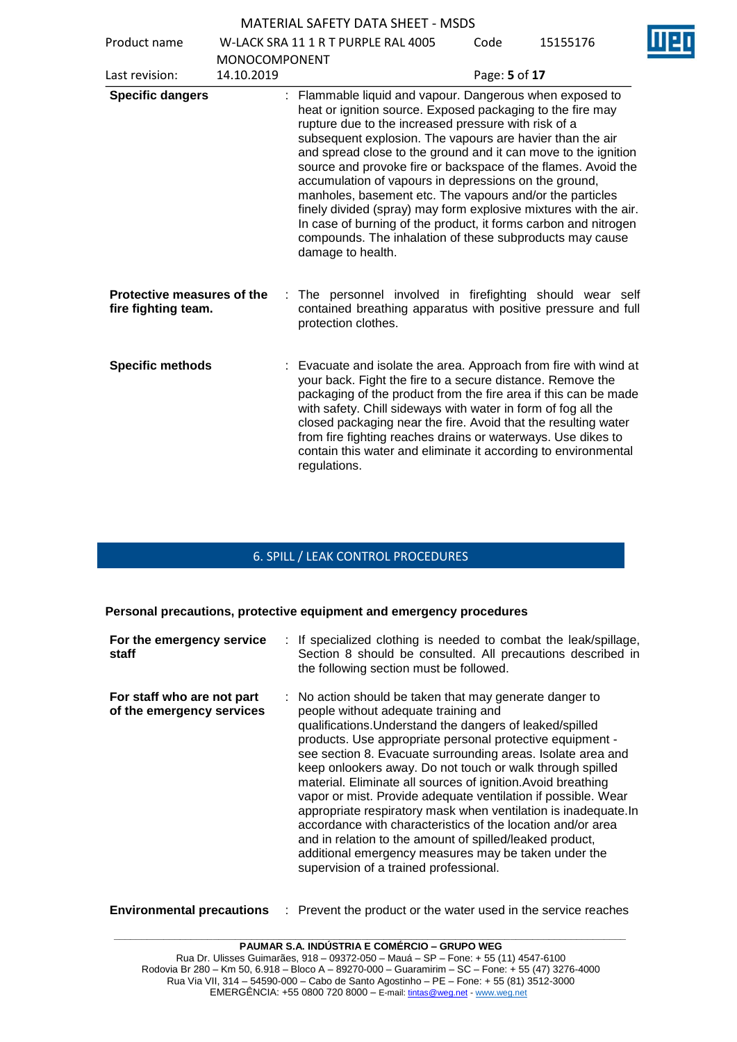**Specific dangers** : Flammable liquid and vapour. Dangerous when exposed to heat or ignition source. Exposed packaging to the fire may rupture due to the increased pressure with risk of a subsequent explosion. The vapours are havier than the air and spread close to the ground and it can move to the ignition source and provoke fire or backspace of the flames. Avoid the accumulation of vapours in depressions on the ground, manholes, basement etc. The vapours and/or the particles finely divided (spray) may form explosive mixtures with the air. In case of burning of the product, it forms carbon and nitrogen compounds. The inhalation of these subproducts may cause damage to health.

**Protective measures of the fire fighting team.** : The personnel involved in firefighting should wear self contained breathing apparatus with positive pressure and full protection clothes.

**Specific methods** : Evacuate and isolate the area. Approach from fire with wind at your back. Fight the fire to a secure distance. Remove the packaging of the product from the fire area if this can be made with safety. Chill sideways with water in form of fog all the closed packaging near the fire. Avoid that the resulting water from fire fighting reaches drains or waterways. Use dikes to contain this water and eliminate it according to environmental regulations.

## 6. SPILL / LEAK CONTROL PROCEDURES

**Personal precautions, protective equipment and emergency procedures**

**For the emergency service staff** : If specialized clothing is needed to combat the leak/spillage, Section 8 should be consulted. All precautions described in the following section must be followed.

**For staff who are not part of the emergency services** : No action should be taken that may generate danger to people without adequate training and qualifications.Understand the dangers of leaked/spilled products. Use appropriate personal protective equipment - see section 8. Evacuate surrounding areas. Isolate area and keep onlookers away. Do not touch or walk through spilled material. Eliminate all sources of ignition.Avoid breathing vapor or mist. Provide adequate ventilation if possible. Wear appropriate respiratory mask when ventilation is inadequate.In accordance with characteristics of the location and/or area and in relation to the amount of spilled/leaked product, additional emergency measures may be taken under the supervision of a trained professional.

**Environmental precautions** : Prevent the product or the water used in the service reaches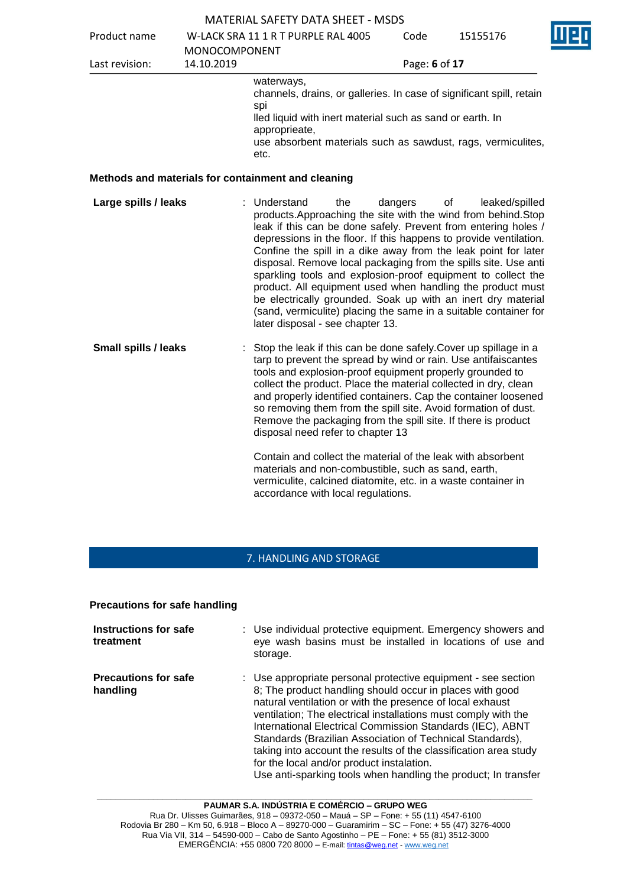waterways,
channels, drains, or galleries. In case of significant spill, retain spi
lled liquid with inert material such as sand or earth. In approprieate,
use absorbent materials such as sawdust, rags, vermiculites, etc.

**Methods and materials for containment and cleaning**

**Large spills / leaks** : Understand the dangers of leaked/spilled products.Approaching the site with the wind from behind.Stop leak if this can be done safely. Prevent from entering holes / depressions in the floor. If this happens to provide ventilation. Confine the spill in a dike away from the leak point for later disposal. Remove local packaging from the spills site. Use anti sparkling tools and explosion-proof equipment to collect the product. All equipment used when handling the product must be electrically grounded. Soak up with an inert dry material (sand, vermiculite) placing the same in a suitable container for later disposal - see chapter 13.

**Small spills / leaks** : Stop the leak if this can be done safely.Cover up spillage in a tarp to prevent the spread by wind or rain. Use antifaiscantes tools and explosion-proof equipment properly grounded to collect the product. Place the material collected in dry, clean and properly identified containers. Cap the container loosened so removing them from the spill site. Avoid formation of dust. Remove the packaging from the spill site. If there is product disposal need refer to chapter 13

Contain and collect the material of the leak with absorbent materials and non-combustible, such as sand, earth, vermiculite, calcined diatomite, etc. in a waste container in accordance with local regulations.

## 7. HANDLING AND STORAGE

**Precautions for safe handling**

**Instructions for safe treatment** : Use individual protective equipment. Emergency showers and eye wash basins must be installed in locations of use and storage.

**Precautions for safe handling** : Use appropriate personal protective equipment - see section 8; The product handling should occur in places with good natural ventilation or with the presence of local exhaust ventilation; The electrical installations must comply with the International Electrical Commission Standards (IEC), ABNT Standards (Brazilian Association of Technical Standards), taking into account the results of the classification area study for the local and/or product instalation.
Use anti-sparking tools when handling the product; In transfer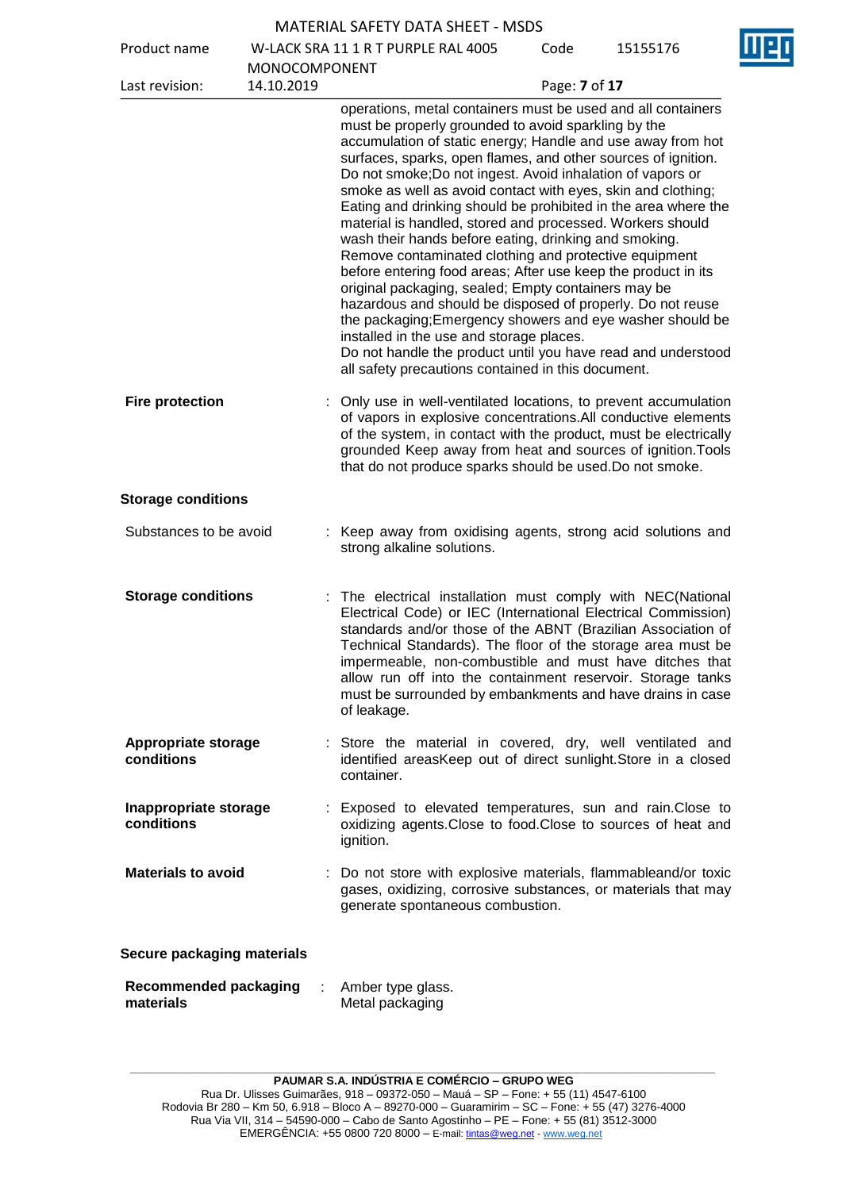operations, metal containers must be used and all containers must be properly grounded to avoid sparkling by the accumulation of static energy; Handle and use away from hot surfaces, sparks, open flames, and other sources of ignition. Do not smoke;Do not ingest. Avoid inhalation of vapors or smoke as well as avoid contact with eyes, skin and clothing; Eating and drinking should be prohibited in the area where the material is handled, stored and processed. Workers should wash their hands before eating, drinking and smoking. Remove contaminated clothing and protective equipment before entering food areas; After use keep the product in its original packaging, sealed; Empty containers may be hazardous and should be disposed of properly. Do not reuse the packaging;Emergency showers and eye washer should be installed in the use and storage places.
Do not handle the product until you have read and understood all safety precautions contained in this document.

**Fire protection** : Only use in well-ventilated locations, to prevent accumulation of vapors in explosive concentrations.All conductive elements of the system, in contact with the product, must be electrically grounded Keep away from heat and sources of ignition.Tools that do not produce sparks should be used.Do not smoke.

**Storage conditions**

Substances to be avoid : Keep away from oxidising agents, strong acid solutions and strong alkaline solutions.

**Storage conditions** : The electrical installation must comply with NEC(National Electrical Code) or IEC (International Electrical Commission) standards and/or those of the ABNT (Brazilian Association of Technical Standards). The floor of the storage area must be impermeable, non-combustible and must have ditches that allow run off into the containment reservoir. Storage tanks must be surrounded by embankments and have drains in case of leakage.

**Appropriate storage conditions** : Store the material in covered, dry, well ventilated and identified areasKeep out of direct sunlight.Store in a closed container.

**Inappropriate storage conditions** : Exposed to elevated temperatures, sun and rain.Close to oxidizing agents.Close to food.Close to sources of heat and ignition.

**Materials to avoid** : Do not store with explosive materials, flammableand/or toxic gases, oxidizing, corrosive substances, or materials that may generate spontaneous combustion.

**Secure packaging materials**

**Recommended packaging materials** : Amber type glass.
Metal packaging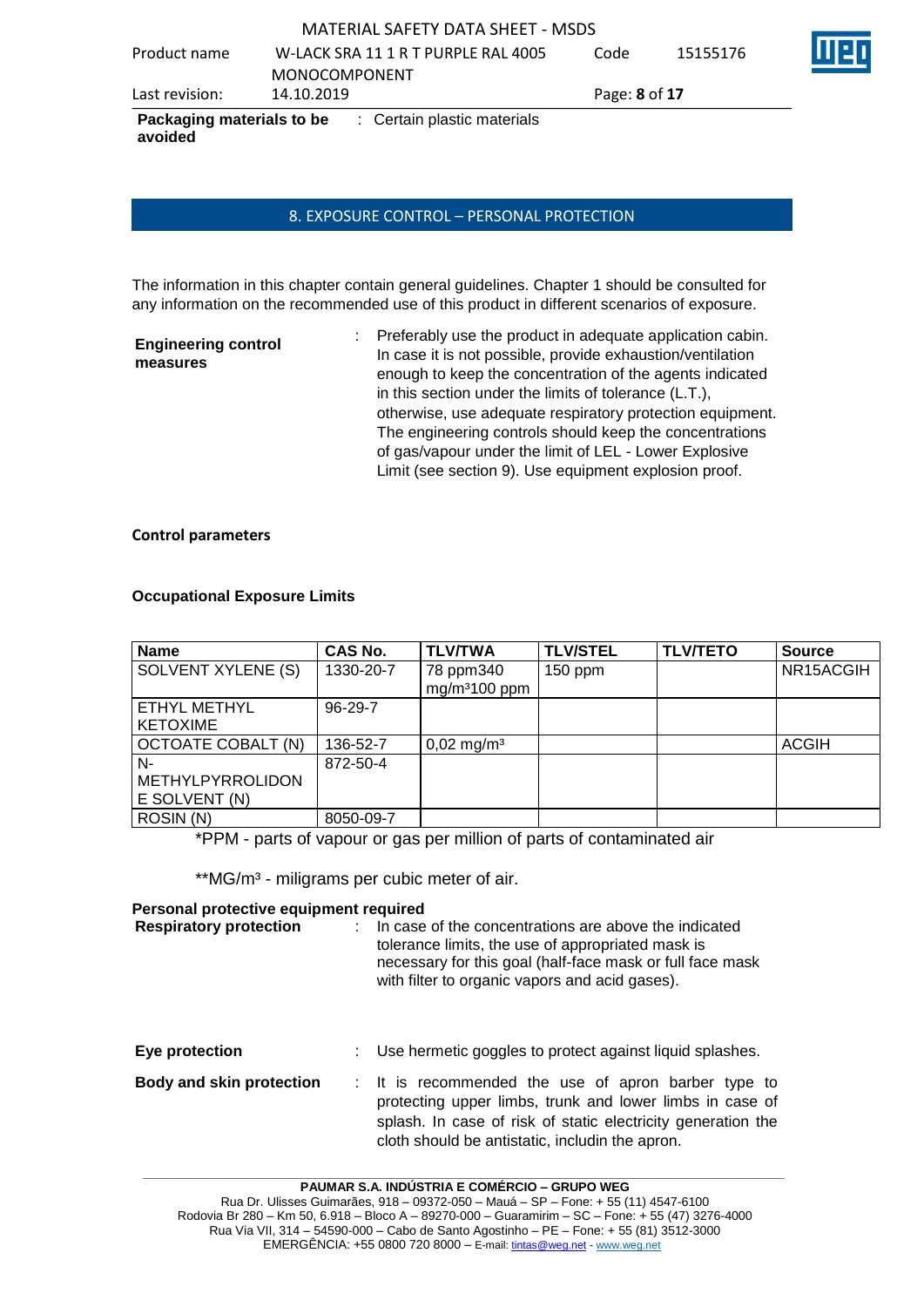**Packaging materials to be avoided** : Certain plastic materials

## 8. EXPOSURE CONTROL – PERSONAL PROTECTION

The information in this chapter contain general guidelines. Chapter 1 should be consulted for any information on the recommended use of this product in different scenarios of exposure.

**Engineering control measures** : Preferably use the product in adequate application cabin. In case it is not possible, provide exhaustion/ventilation enough to keep the concentration of the agents indicated in this section under the limits of tolerance (L.T.), otherwise, use adequate respiratory protection equipment. The engineering controls should keep the concentrations of gas/vapour under the limit of LEL - Lower Explosive Limit (see section 9). Use equipment explosion proof.

**Control parameters**

**Occupational Exposure Limits**

| Name | CAS No. | TLV/TWA | TLV/STEL | TLV/TETO | Source |
|---|---|---|---|---|---|
| SOLVENT XYLENE (S) | 1330-20-7 | 78 ppm340 mg/m³100 ppm | 150 ppm | | NR15ACGIH |
| ETHYL METHYL KETOXIME | 96-29-7 | | | | |
| OCTOATE COBALT (N) | 136-52-7 | 0,02 mg/m³ | | | ACGIH |
| N-METHYLPYRROLIDONE SOLVENT (N) | 872-50-4 | | | | |
| ROSIN (N) | 8050-09-7 | | | | |

*PPM - parts of vapour or gas per million of parts of contaminated air

**MG/m³ - miligrams per cubic meter of air.

**Personal protective equipment required**

**Respiratory protection** : In case of the concentrations are above the indicated tolerance limits, the use of appropriated mask is necessary for this goal (half-face mask or full face mask with filter to organic vapors and acid gases).

**Eye protection** : Use hermetic goggles to protect against liquid splashes.

**Body and skin protection** : It is recommended the use of apron barber type to protecting upper limbs, trunk and lower limbs in case of splash. In case of risk of static electricity generation the cloth should be antistatic, includin the apron.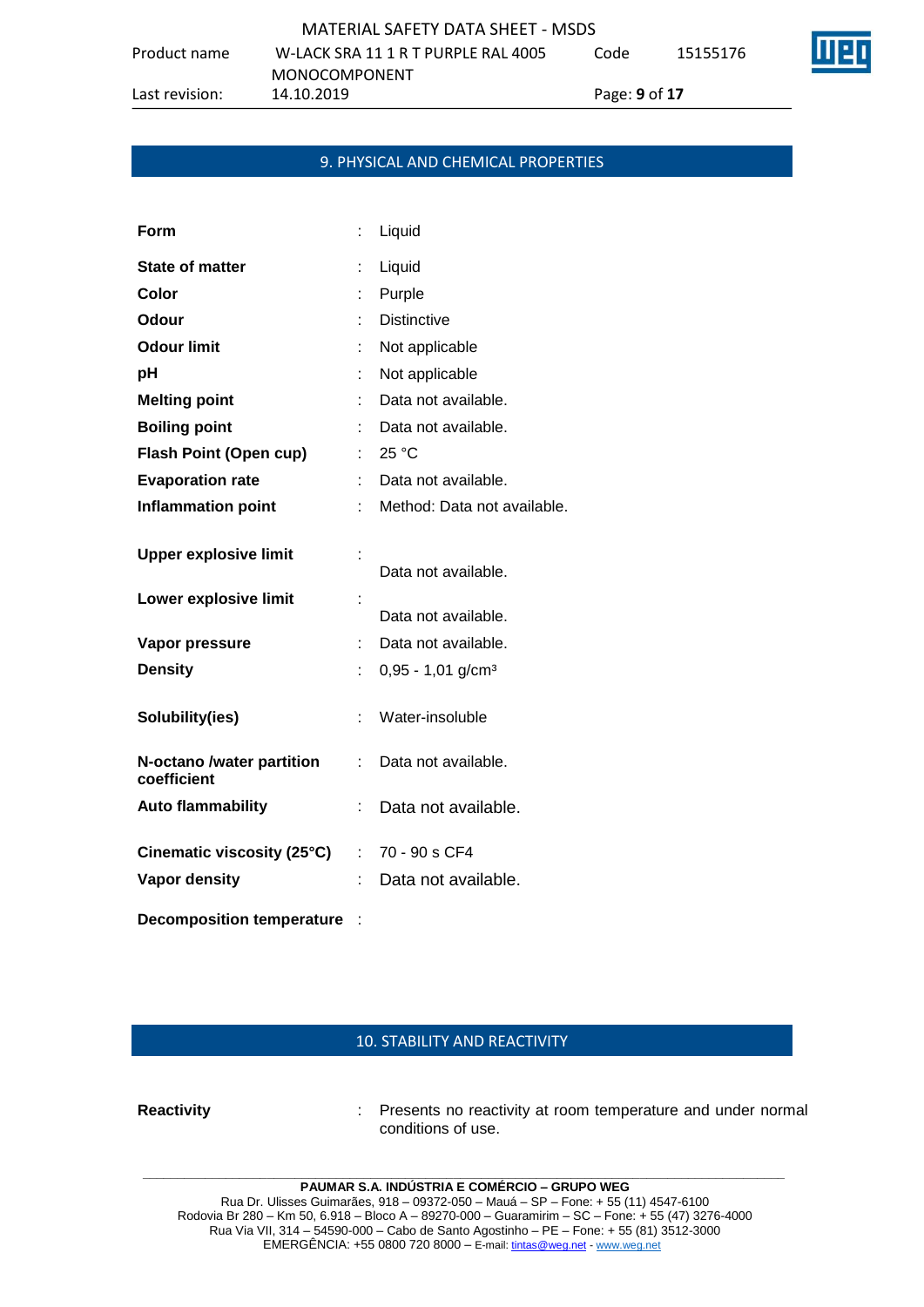## 9. PHYSICAL AND CHEMICAL PROPERTIES

| | | |
|---|---|---|
| **Form** | : | Liquid |
| **State of matter** | : | Liquid |
| **Color** | : | Purple |
| **Odour** | : | Distinctive |
| **Odour limit** | : | Not applicable |
| **pH** | : | Not applicable |
| **Melting point** | : | Data not available. |
| **Boiling point** | : | Data not available. |
| **Flash Point (Open cup)** | : | 25 °C |
| **Evaporation rate** | : | Data not available. |
| **Inflammation point** | : | Method: Data not available. |
| **Upper explosive limit** | : | Data not available. |
| **Lower explosive limit** | : | Data not available. |
| **Vapor pressure** | : | Data not available. |
| **Density** | : | 0,95 - 1,01 g/cm³ |
| **Solubility(ies)** | : | Water-insoluble |
| **N-octano /water partition coefficient** | : | Data not available. |
| **Auto flammability** | : | Data not available. |
| **Cinematic viscosity (25°C)** | : | 70 - 90 s CF4 |
| **Vapor density** | : | Data not available. |
| **Decomposition temperature** | : | |

## 10. STABILITY AND REACTIVITY

| | | |
|---|---|---|
| **Reactivity** | : | Presents no reactivity at room temperature and under normal conditions of use. |

**PAUMAR S.A. INDÚSTRIA E COMÉRCIO – GRUPO WEG**
Rua Dr. Ulisses Guimarães, 918 – 09372-050 – Mauá – SP – Fone: + 55 (11) 4547-6100
Rodovia Br 280 – Km 50, 6.918 – Bloco A – 89270-000 – Guaramirim – SC – Fone: + 55 (47) 3276-4000
Rua Via VII, 314 – 54590-000 – Cabo de Santo Agostinho – PE – Fone: + 55 (81) 3512-3000
EMERGÊNCIA: +55 0800 720 8000 – E-mail: tintas@weg.net - www.weg.net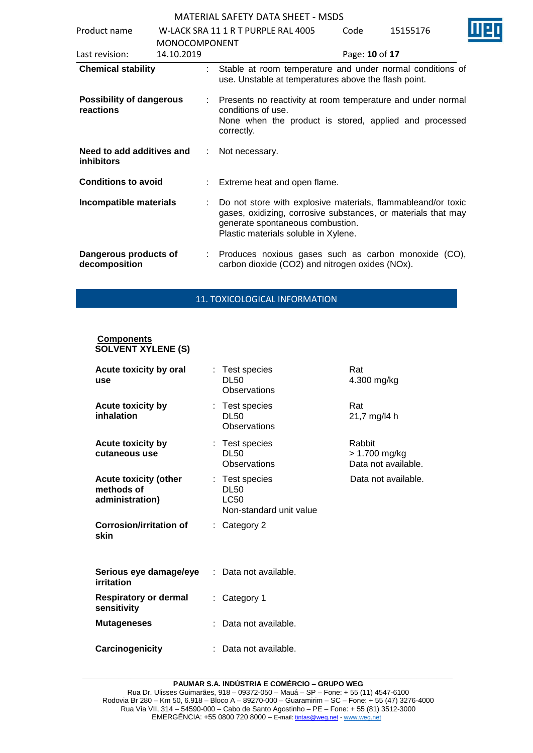| | | |
|---|---|---|
| **Chemical stability** | : | Stable at room temperature and under normal conditions of use. Unstable at temperatures above the flash point. |
| **Possibility of dangerous reactions** | : | Presents no reactivity at room temperature and under normal conditions of use. None when the product is stored, applied and processed correctly. |
| **Need to add additives and inhibitors** | : | Not necessary. |
| **Conditions to avoid** | : | Extreme heat and open flame. |
| **Incompatible materials** | : | Do not store with explosive materials, flammableand/or toxic gases, oxidizing, corrosive substances, or materials that may generate spontaneous combustion. Plastic materials soluble in Xylene. |
| **Dangerous products of decomposition** | : | Produces noxious gases such as carbon monoxide (CO), carbon dioxide ($CO_2$) and nitrogen oxides (NOx). |

## 11. TOXICOLOGICAL INFORMATION

**Components**

**SOLVENT XYLENE (S)**

| | | | |
|---|---|---|---|
| **Acute toxicity by oral use** | : | Test species<br>DL50<br>Observations | Rat<br>4.300 mg/kg |
| **Acute toxicity by inhalation** | : | Test species<br>DL50<br>Observations | Rat<br>21,7 mg/l4 h |
| **Acute toxicity by cutaneous use** | : | Test species<br>DL50<br>Observations | Rabbit<br>> 1.700 mg/kg<br>Data not available. |
| **Acute toxicity (other methods of administration)** | : | Test species<br>DL50<br>LC50<br>Non-standard unit value | Data not available. |
| **Corrosion/irritation of skin** | : | Category 2 | |
| **Serious eye damage/eye irritation** | : | Data not available. | |
| **Respiratory or dermal sensitivity** | : | Category 1 | |
| **Mutageneses** | : | Data not available. | |
| **Carcinogenicity** | : | Data not available. | |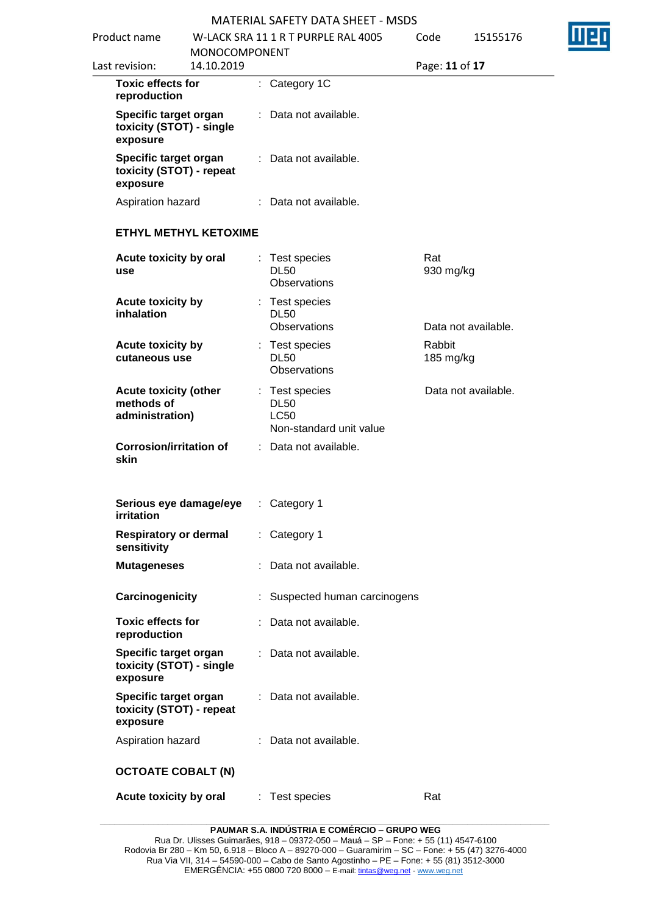| | | | |
|---|---|---|---|
| **Toxic effects for reproduction** | : | Category 1C | |
| **Specific target organ toxicity (STOT) - single exposure** | : | Data not available. | |
| **Specific target organ toxicity (STOT) - repeat exposure** | : | Data not available. | |
| Aspiration hazard | : | Data not available. | |

**ETHYL METHYL KETOXIME**

| | | | |
|---|---|---|---|
| **Acute toxicity by oral use** | : | Test species<br>DL50<br>Observations | Rat<br>930 mg/kg |
| **Acute toxicity by inhalation** | : | Test species<br>DL50<br>Observations | <br><br>Data not available. |
| **Acute toxicity by cutaneous use** | : | Test species<br>DL50<br>Observations | Rabbit<br>185 mg/kg |
| **Acute toxicity (other methods of administration)** | : | Test species<br>DL50<br>LC50<br>Non-standard unit value | Data not available. |
| **Corrosion/irritation of skin** | : | Data not available. | |
| **Serious eye damage/eye irritation** | : | Category 1 | |
| **Respiratory or dermal sensitivity** | : | Category 1 | |
| **Mutageneses** | : | Data not available. | |
| **Carcinogenicity** | : | Suspected human carcinogens | |
| **Toxic effects for reproduction** | : | Data not available. | |
| **Specific target organ toxicity (STOT) - single exposure** | : | Data not available. | |
| **Specific target organ toxicity (STOT) - repeat exposure** | : | Data not available. | |
| Aspiration hazard | : | Data not available. | |

**OCTOATE COBALT (N)**

| | | | |
|---|---|---|---|
| **Acute toxicity by oral** | : | Test species | Rat |

**PAUMAR S.A. INDÚSTRIA E COMÉRCIO – GRUPO WEG**
Rua Dr. Ulisses Guimarães, 918 – 09372-050 – Mauá – SP – Fone: + 55 (11) 4547-6100
Rodovia Br 280 – Km 50, 6.918 – Bloco A – 89270-000 – Guaramirim – SC – Fone: + 55 (47) 3276-4000
Rua Via VII, 314 – 54590-000 – Cabo de Santo Agostinho – PE – Fone: + 55 (81) 3512-3000
EMERGÊNCIA: +55 0800 720 8000 – E-mail: tintas@weg.net - www.weg.net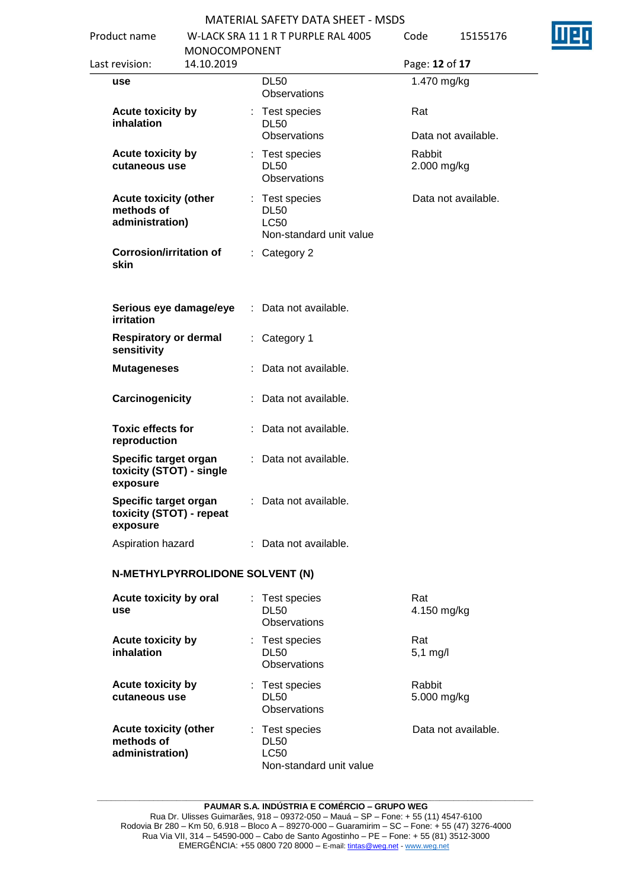| | | | |
|---|---|---|---|
| **use** | | DL50<br>Observations | 1.470 mg/kg |
| **Acute toxicity by inhalation** | : | Test species<br>DL50<br>Observations | Rat<br><br>Data not available. |
| **Acute toxicity by cutaneous use** | : | Test species<br>DL50<br>Observations | Rabbit<br>2.000 mg/kg |
| **Acute toxicity (other methods of administration)** | : | Test species<br>DL50<br>LC50<br>Non-standard unit value | Data not available. |
| **Corrosion/irritation of skin** | : | Category 2 | |
| **Serious eye damage/eye irritation** | : | Data not available. | |
| **Respiratory or dermal sensitivity** | : | Category 1 | |
| **Mutageneses** | : | Data not available. | |
| **Carcinogenicity** | : | Data not available. | |
| **Toxic effects for reproduction** | : | Data not available. | |
| **Specific target organ toxicity (STOT) - single exposure** | : | Data not available. | |
| **Specific target organ toxicity (STOT) - repeat exposure** | : | Data not available. | |
| Aspiration hazard | : | Data not available. | |

**N-METHYLPYRROLIDONE SOLVENT (N)**

| | | | |
|---|---|---|---|
| **Acute toxicity by oral use** | : | Test species<br>DL50<br>Observations | Rat<br>4.150 mg/kg |
| **Acute toxicity by inhalation** | : | Test species<br>DL50<br>Observations | Rat<br>5,1 mg/l |
| **Acute toxicity by cutaneous use** | : | Test species<br>DL50<br>Observations | Rabbit<br>5.000 mg/kg |
| **Acute toxicity (other methods of administration)** | : | Test species<br>DL50<br>LC50<br>Non-standard unit value | Data not available. |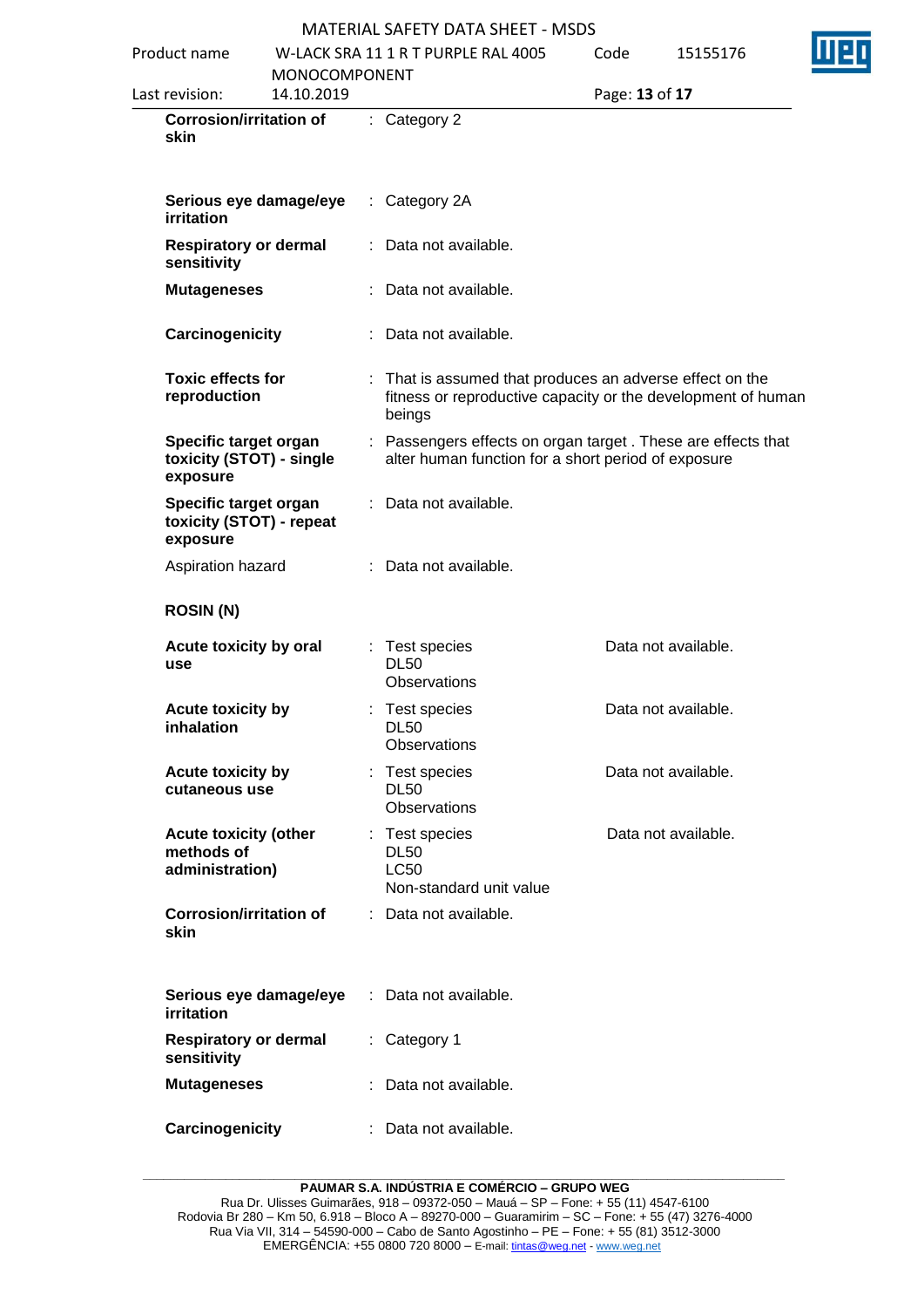| | | |
|---|---|---|
| **Corrosion/irritation of skin** | : Category 2 | |
| **Serious eye damage/eye irritation** | : Category 2A | |
| **Respiratory or dermal sensitivity** | : Data not available. | |
| **Mutageneses** | : Data not available. | |
| **Carcinogenicity** | : Data not available. | |
| **Toxic effects for reproduction** | : That is assumed that produces an adverse effect on the fitness or reproductive capacity or the development of human beings | |
| **Specific target organ toxicity (STOT) - single exposure** | : Passengers effects on organ target . These are effects that alter human function for a short period of exposure | |
| **Specific target organ toxicity (STOT) - repeat exposure** | : Data not available. | |
| Aspiration hazard | : Data not available. | |

**ROSIN (N)**

| | | |
|---|---|---|
| **Acute toxicity by oral use** | : Test species<br>DL50<br>Observations | Data not available. |
| **Acute toxicity by inhalation** | : Test species<br>DL50<br>Observations | Data not available. |
| **Acute toxicity by cutaneous use** | : Test species<br>DL50<br>Observations | Data not available. |
| **Acute toxicity (other methods of administration)** | : Test species<br>DL50<br>LC50<br>Non-standard unit value | Data not available. |
| **Corrosion/irritation of skin** | : Data not available. | |
| **Serious eye damage/eye irritation** | : Data not available. | |
| **Respiratory or dermal sensitivity** | : Category 1 | |
| **Mutageneses** | : Data not available. | |
| **Carcinogenicity** | : Data not available. | |

**PAUMAR S.A. INDÚSTRIA E COMÉRCIO – GRUPO WEG**
Rua Dr. Ulisses Guimarães, 918 – 09372-050 – Mauá – SP – Fone: + 55 (11) 4547-6100
Rodovia Br 280 – Km 50, 6.918 – Bloco A – 89270-000 – Guaramirim – SC – Fone: + 55 (47) 3276-4000
Rua Via VII, 314 – 54590-000 – Cabo de Santo Agostinho – PE – Fone: + 55 (81) 3512-3000
EMERGÊNCIA: +55 0800 720 8000 – E-mail: tintas@weg.net - www.weg.net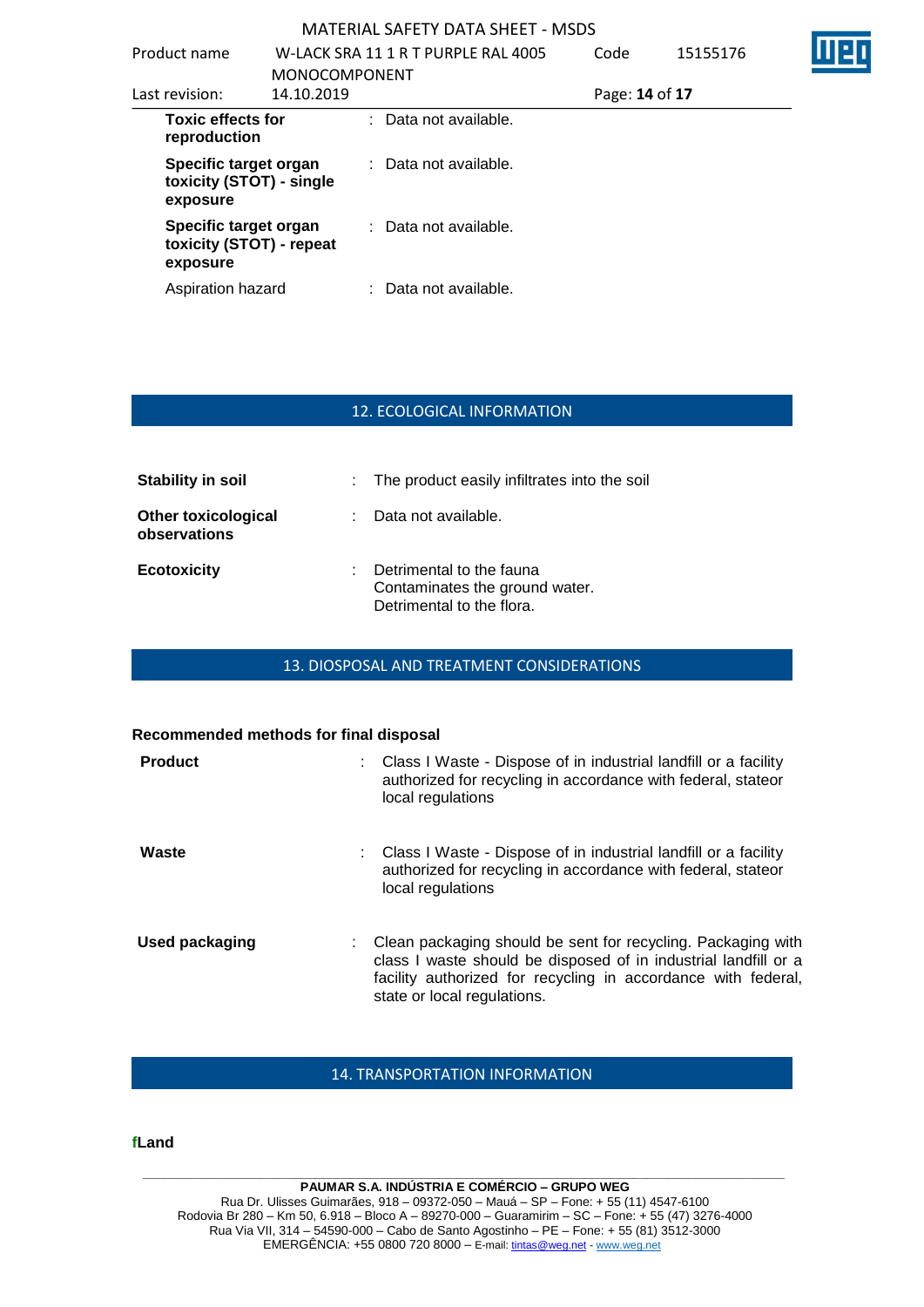| | | |
|---|---|---|
| **Toxic effects for reproduction** | : | Data not available. |
| **Specific target organ toxicity (STOT) - single exposure** | : | Data not available. |
| **Specific target organ toxicity (STOT) - repeat exposure** | : | Data not available. |
| Aspiration hazard | : | Data not available. |

## 12. ECOLOGICAL INFORMATION

| | | |
|---|---|---|
| **Stability in soil** | : | The product easily infiltrates into the soil |
| **Other toxicological observations** | : | Data not available. |
| **Ecotoxicity** | : | Detrimental to the fauna<br>Contaminates the ground water.<br>Detrimental to the flora. |

## 13. DIOSPOSAL AND TREATMENT CONSIDERATIONS

**Recommended methods for final disposal**

| | | |
|---|---|---|
| **Product** | : | Class I Waste - Dispose of in industrial landfill or a facility authorized for recycling in accordance with federal, stateor local regulations |
| **Waste** | : | Class I Waste - Dispose of in industrial landfill or a facility authorized for recycling in accordance with federal, stateor local regulations |
| **Used packaging** | : | Clean packaging should be sent for recycling. Packaging with class I waste should be disposed of in industrial landfill or a facility authorized for recycling in accordance with federal, state or local regulations. |

## 14. TRANSPORTATION INFORMATION

**fLand**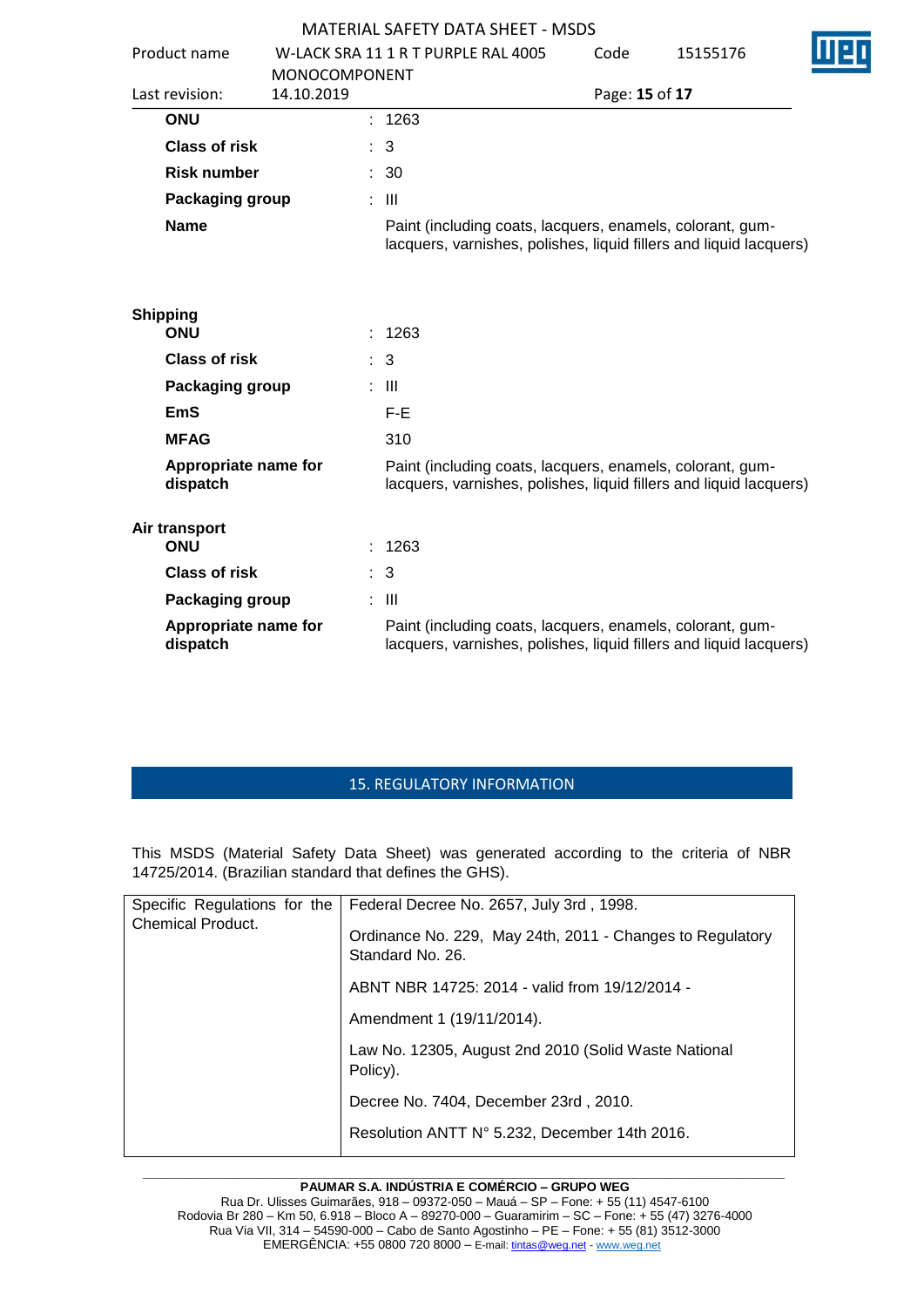| | | |
|---|---|---|
| **ONU** | : | 1263 |
| **Class of risk** | : | 3 |
| **Risk number** | : | 30 |
| **Packaging group** | : | III |
| **Name** | | Paint (including coats, lacquers, enamels, colorant, gum-lacquers, varnishes, polishes, liquid fillers and liquid lacquers) |

**Shipping**

| | | |
|---|---|---|
| **ONU** | : | 1263 |
| **Class of risk** | : | 3 |
| **Packaging group** | : | III |
| **EmS** | | F-E |
| **MFAG** | | 310 |
| **Appropriate name for dispatch** | | Paint (including coats, lacquers, enamels, colorant, gum-lacquers, varnishes, polishes, liquid fillers and liquid lacquers) |

**Air transport**

| | | |
|---|---|---|
| **ONU** | : | 1263 |
| **Class of risk** | : | 3 |
| **Packaging group** | : | III |
| **Appropriate name for dispatch** | | Paint (including coats, lacquers, enamels, colorant, gum-lacquers, varnishes, polishes, liquid fillers and liquid lacquers) |

## 15. REGULATORY INFORMATION

This MSDS (Material Safety Data Sheet) was generated according to the criteria of NBR 14725/2014. (Brazilian standard that defines the GHS).

| | |
|---|---|
| Specific Regulations for the Chemical Product. | Federal Decree No. 2657, July 3rd , 1998. |
| | Ordinance No. 229, May 24th, 2011 - Changes to Regulatory Standard No. 26. |
| | ABNT NBR 14725: 2014 - valid from 19/12/2014 - |
| | Amendment 1 (19/11/2014). |
| | Law No. 12305, August 2nd 2010 (Solid Waste National Policy). |
| | Decree No. 7404, December 23rd , 2010. |
| | Resolution ANTT N° 5.232, December 14th 2016. |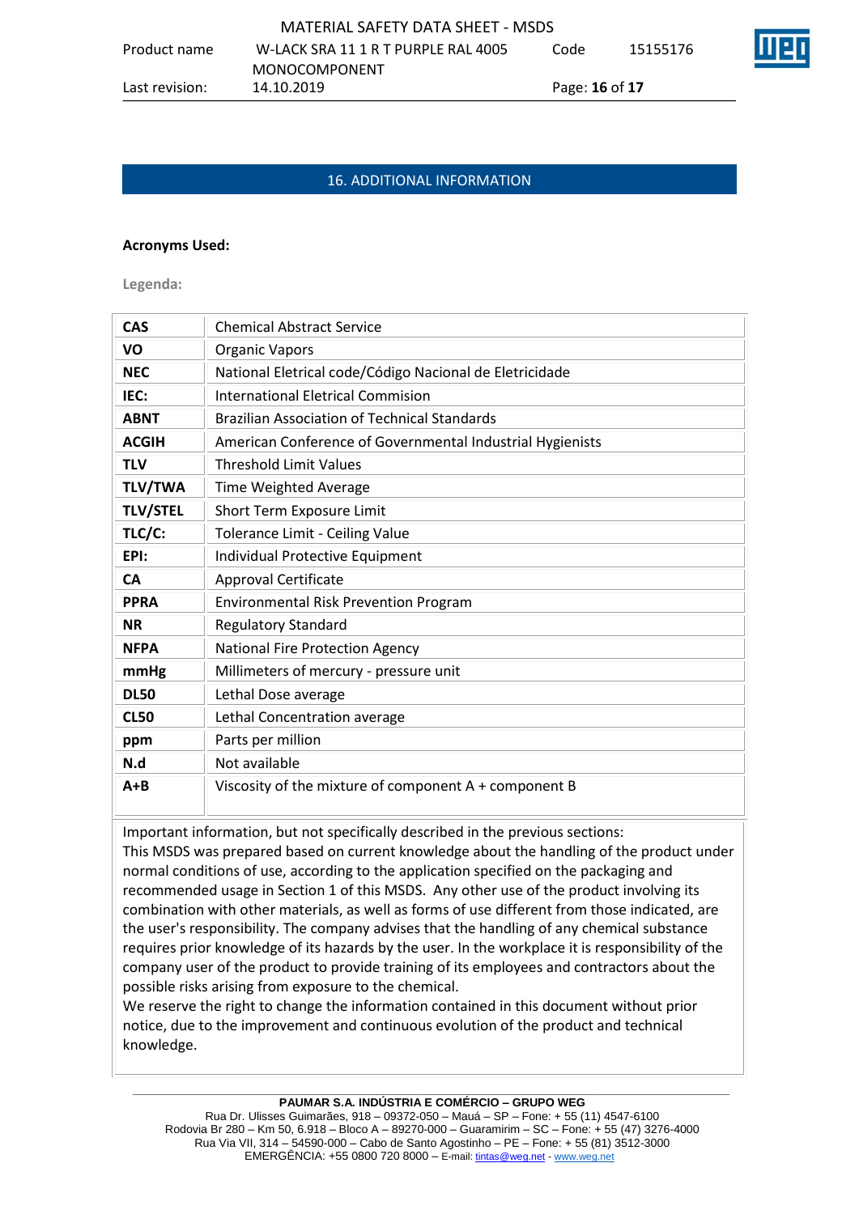## 16. ADDITIONAL INFORMATION

**Acronyms Used:**

**Legenda:**

| | |
|---|---|
| **CAS** | Chemical Abstract Service |
| **VO** | Organic Vapors |
| **NEC** | National Eletrical code/Código Nacional de Eletricidade |
| **IEC:** | International Eletrical Commision |
| **ABNT** | Brazilian Association of Technical Standards |
| **ACGIH** | American Conference of Governmental Industrial Hygienists |
| **TLV** | Threshold Limit Values |
| **TLV/TWA** | Time Weighted Average |
| **TLV/STEL** | Short Term Exposure Limit |
| **TLC/C:** | Tolerance Limit - Ceiling Value |
| **EPI:** | Individual Protective Equipment |
| **CA** | Approval Certificate |
| **PPRA** | Environmental Risk Prevention Program |
| **NR** | Regulatory Standard |
| **NFPA** | National Fire Protection Agency |
| **mmHg** | Millimeters of mercury - pressure unit |
| **DL50** | Lethal Dose average |
| **CL50** | Lethal Concentration average |
| **ppm** | Parts per million |
| **N.d** | Not available |
| **A+B** | Viscosity of the mixture of component A + component B |

Important information, but not specifically described in the previous sections:
This MSDS was prepared based on current knowledge about the handling of the product under normal conditions of use, according to the application specified on the packaging and recommended usage in Section 1 of this MSDS. Any other use of the product involving its combination with other materials, as well as forms of use different from those indicated, are the user's responsibility. The company advises that the handling of any chemical substance requires prior knowledge of its hazards by the user. In the workplace it is responsibility of the company user of the product to provide training of its employees and contractors about the possible risks arising from exposure to the chemical.
We reserve the right to change the information contained in this document without prior notice, due to the improvement and continuous evolution of the product and technical knowledge.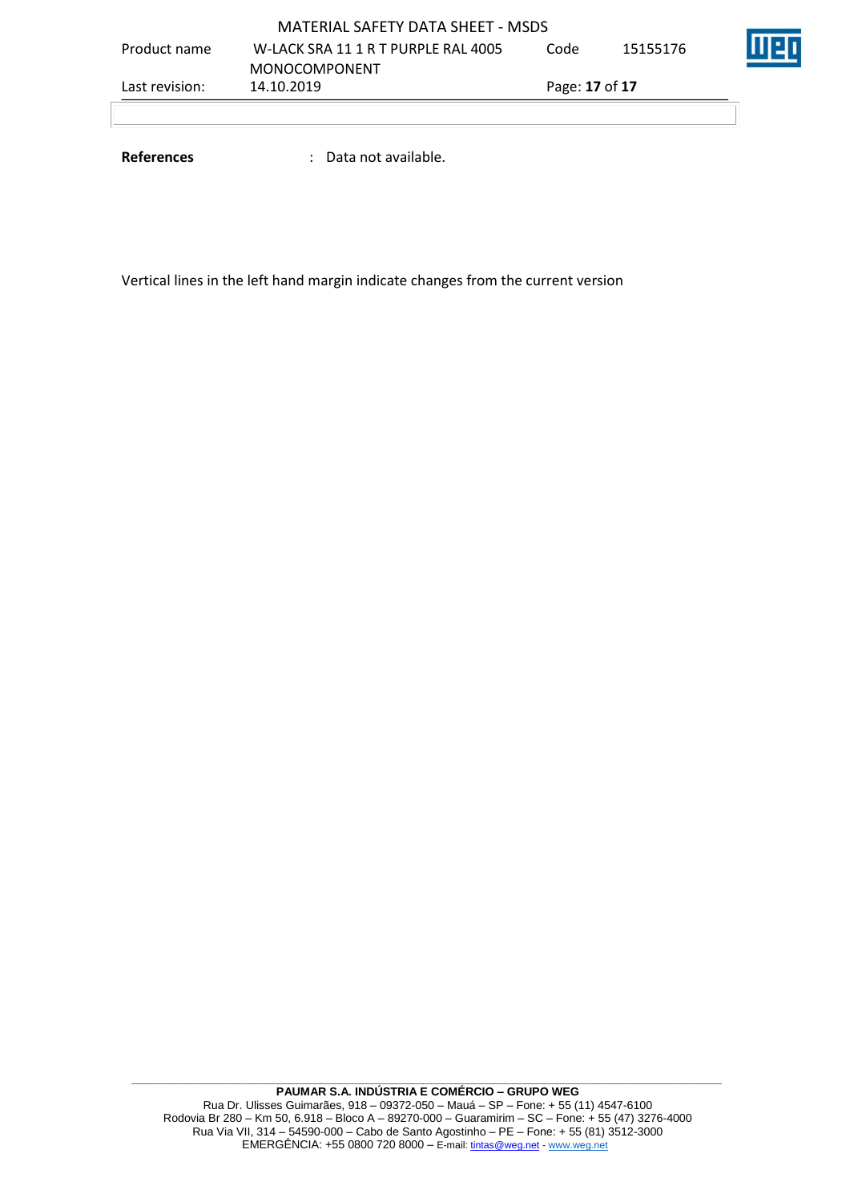**References** : Data not available.

Vertical lines in the left hand margin indicate changes from the current version